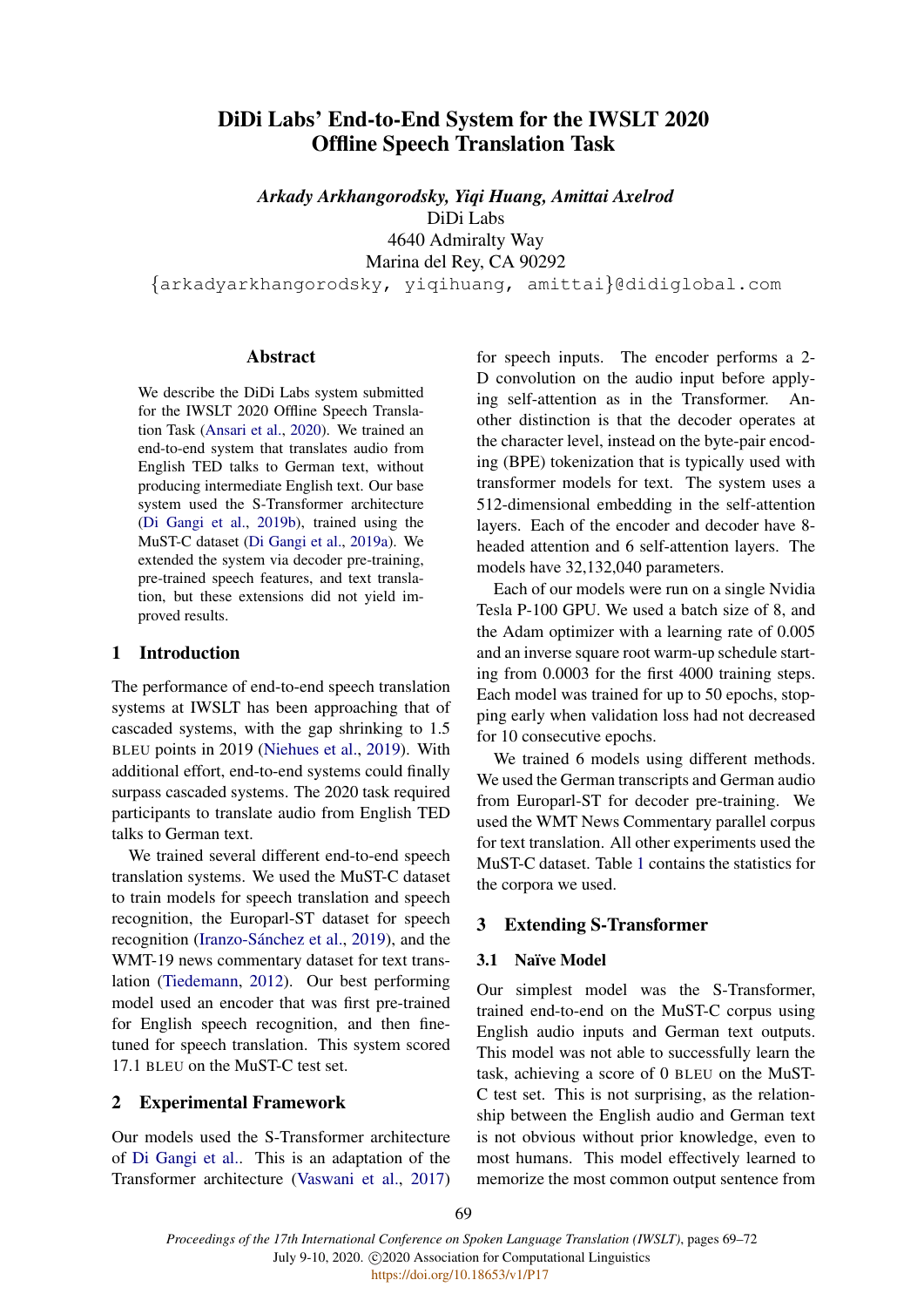# DiDi Labs' End-to-End System for the IWSLT 2020 Offline Speech Translation Task

*Arkady Arkhangorodsky, Yiqi Huang, Amittai Axelrod*
DiDi Labs
4640 Admiralty Way
Marina del Rey, CA 90292
{arkadyarkhangorodsky, yiqihuang, amittai}@didiglobal.com

## Abstract

We describe the DiDi Labs system submitted for the IWSLT 2020 Offline Speech Translation Task (Ansari et al., 2020). We trained an end-to-end system that translates audio from English TED talks to German text, without producing intermediate English text. Our base system used the S-Transformer architecture (Di Gangi et al., 2019b), trained using the MuST-C dataset (Di Gangi et al., 2019a). We extended the system via decoder pre-training, pre-trained speech features, and text translation, but these extensions did not yield improved results.

## 1 Introduction

The performance of end-to-end speech translation systems at IWSLT has been approaching that of cascaded systems, with the gap shrinking to 1.5 BLEU points in 2019 (Niehues et al., 2019). With additional effort, end-to-end systems could finally surpass cascaded systems. The 2020 task required participants to translate audio from English TED talks to German text.

We trained several different end-to-end speech translation systems. We used the MuST-C dataset to train models for speech translation and speech recognition, the Europarl-ST dataset for speech recognition (Iranzo-Sánchez et al., 2019), and the WMT-19 news commentary dataset for text translation (Tiedemann, 2012). Our best performing model used an encoder that was first pre-trained for English speech recognition, and then fine-tuned for speech translation. This system scored 17.1 BLEU on the MuST-C test set.

## 2 Experimental Framework

Our models used the S-Transformer architecture of Di Gangi et al.. This is an adaptation of the Transformer architecture (Vaswani et al., 2017) for speech inputs. The encoder performs a 2-D convolution on the audio input before applying self-attention as in the Transformer. Another distinction is that the decoder operates at the character level, instead on the byte-pair encoding (BPE) tokenization that is typically used with transformer models for text. The system uses a 512-dimensional embedding in the self-attention layers. Each of the encoder and decoder have 8-headed attention and 6 self-attention layers. The models have 32,132,040 parameters.

Each of our models were run on a single Nvidia Tesla P-100 GPU. We used a batch size of 8, and the Adam optimizer with a learning rate of 0.005 and an inverse square root warm-up schedule starting from 0.0003 for the first 4000 training steps. Each model was trained for up to 50 epochs, stopping early when validation loss had not decreased for 10 consecutive epochs.

We trained 6 models using different methods. We used the German transcripts and German audio from Europarl-ST for decoder pre-training. We used the WMT News Commentary parallel corpus for text translation. All other experiments used the MuST-C dataset. Table 1 contains the statistics for the corpora we used.

## 3 Extending S-Transformer

### 3.1 Naïve Model

Our simplest model was the S-Transformer, trained end-to-end on the MuST-C corpus using English audio inputs and German text outputs. This model was not able to successfully learn the task, achieving a score of 0 BLEU on the MuST-C test set. This is not surprising, as the relationship between the English audio and German text is not obvious without prior knowledge, even to most humans. This model effectively learned to memorize the most common output sentence from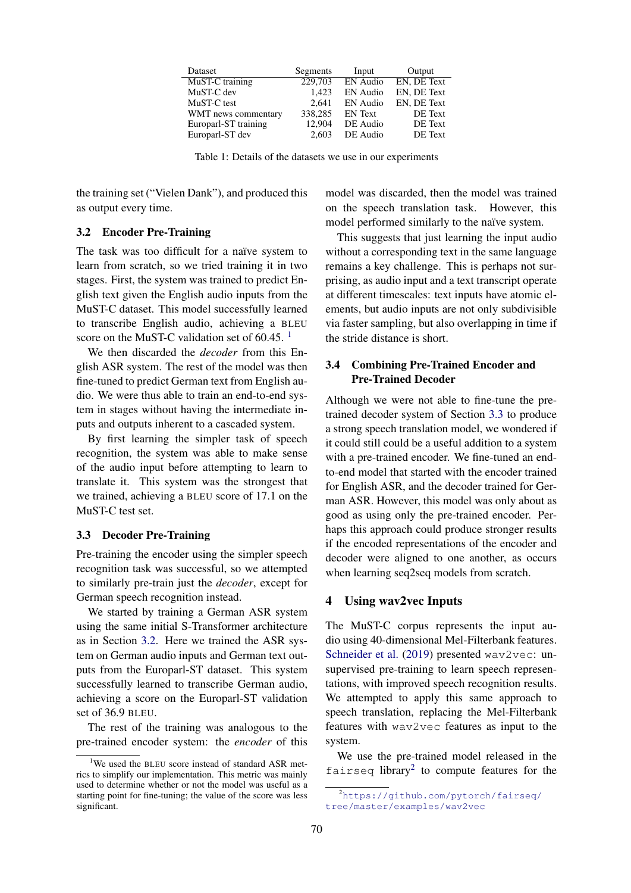| Dataset | Segments | Input | Output |
|---|---|---|---|
| MuST-C training | 229,703 | EN Audio | EN, DE Text |
| MuST-C dev | 1,423 | EN Audio | EN, DE Text |
| MuST-C test | 2,641 | EN Audio | EN, DE Text |
| WMT news commentary | 338,285 | EN Text | DE Text |
| Europarl-ST training | 12,904 | DE Audio | DE Text |
| Europarl-ST dev | 2,603 | DE Audio | DE Text |

Table 1: Details of the datasets we use in our experiments

the training set ("Vielen Dank"), and produced this as output every time.

### 3.2 Encoder Pre-Training

The task was too difficult for a naïve system to learn from scratch, so we tried training it in two stages. First, the system was trained to predict English text given the English audio inputs from the MuST-C dataset. This model successfully learned to transcribe English audio, achieving a BLEU score on the MuST-C validation set of 60.45. [1]

We then discarded the *decoder* from this English ASR system. The rest of the model was then fine-tuned to predict German text from English audio. We were thus able to train an end-to-end system in stages without having the intermediate inputs and outputs inherent to a cascaded system.

By first learning the simpler task of speech recognition, the system was able to make sense of the audio input before attempting to learn to translate it. This system was the strongest that we trained, achieving a BLEU score of 17.1 on the MuST-C test set.

### 3.3 Decoder Pre-Training

Pre-training the encoder using the simpler speech recognition task was successful, so we attempted to similarly pre-train just the *decoder*, except for German speech recognition instead.

We started by training a German ASR system using the same initial S-Transformer architecture as in Section 3.2. Here we trained the ASR system on German audio inputs and German text outputs from the Europarl-ST dataset. This system successfully learned to transcribe German audio, achieving a score on the Europarl-ST validation set of 36.9 BLEU.

The rest of the training was analogous to the pre-trained encoder system: the *encoder* of this model was discarded, then the model was trained on the speech translation task. However, this model performed similarly to the naïve system.

This suggests that just learning the input audio without a corresponding text in the same language remains a key challenge. This is perhaps not surprising, as audio input and a text transcript operate at different timescales: text inputs have atomic elements, but audio inputs are not only subdivisible via faster sampling, but also overlapping in time if the stride distance is short.

### 3.4 Combining Pre-Trained Encoder and Pre-Trained Decoder

Although we were not able to fine-tune the pre-trained decoder system of Section 3.3 to produce a strong speech translation model, we wondered if it could still could be a useful addition to a system with a pre-trained encoder. We fine-tuned an end-to-end model that started with the encoder trained for English ASR, and the decoder trained for German ASR. However, this model was only about as good as using only the pre-trained encoder. Perhaps this approach could produce stronger results if the encoded representations of the encoder and decoder were aligned to one another, as occurs when learning seq2seq models from scratch.

## 4 Using wav2vec Inputs

The MuST-C corpus represents the input audio using 40-dimensional Mel-Filterbank features. Schneider et al. (2019) presented `wav2vec`: unsupervised pre-training to learn speech representations, with improved speech recognition results. We attempted to apply this same approach to speech translation, replacing the Mel-Filterbank features with `wav2vec` features as input to the system.

We use the pre-trained model released in the `fairseq` library[2] to compute features for the

[1] We used the BLEU score instead of standard ASR metrics to simplify our implementation. This metric was mainly used to determine whether or not the model was useful as a starting point for fine-tuning; the value of the score was less significant.

[2] https://github.com/pytorch/fairseq/tree/master/examples/wav2vec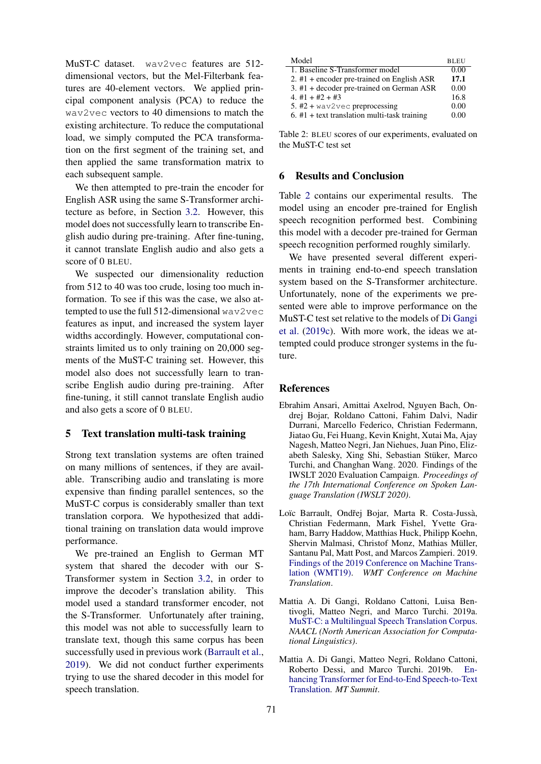MuST-C dataset. `wav2vec` features are 512-dimensional vectors, but the Mel-Filterbank features are 40-element vectors. We applied principal component analysis (PCA) to reduce the `wav2vec` vectors to 40 dimensions to match the existing architecture. To reduce the computational load, we simply computed the PCA transformation on the first segment of the training set, and then applied the same transformation matrix to each subsequent sample.

We then attempted to pre-train the encoder for English ASR using the same S-Transformer architecture as before, in Section 3.2. However, this model does not successfully learn to transcribe English audio during pre-training. After fine-tuning, it cannot translate English audio and also gets a score of 0 BLEU.

We suspected our dimensionality reduction from 512 to 40 was too crude, losing too much information. To see if this was the case, we also attempted to use the full 512-dimensional `wav2vec` features as input, and increased the system layer widths accordingly. However, computational constraints limited us to only training on 20,000 segments of the MuST-C training set. However, this model also does not successfully learn to transcribe English audio during pre-training. After fine-tuning, it still cannot translate English audio and also gets a score of 0 BLEU.

## 5 Text translation multi-task training

Strong text translation systems are often trained on many millions of sentences, if they are available. Transcribing audio and translating is more expensive than finding parallel sentences, so the MuST-C corpus is considerably smaller than text translation corpora. We hypothesized that additional training on translation data would improve performance.

We pre-trained an English to German MT system that shared the decoder with our S-Transformer system in Section 3.2, in order to improve the decoder's translation ability. This model used a standard transformer encoder, not the S-Transformer. Unfortunately after training, this model was not able to successfully learn to translate text, though this same corpus has been successfully used in previous work (Barrault et al., 2019). We did not conduct further experiments trying to use the shared decoder in this model for speech translation.

| Model | BLEU |
|---|---|
| 1. Baseline S-Transformer model | 0.00 |
| 2. #1 + encoder pre-trained on English ASR | **17.1** |
| 3. #1 + decoder pre-trained on German ASR | 0.00 |
| 4. #1 + #2 + #3 | 16.8 |
| 5. #2 + `wav2vec` preprocessing | 0.00 |
| 6. #1 + text translation multi-task training | 0.00 |

Table 2: BLEU scores of our experiments, evaluated on the MuST-C test set

## 6 Results and Conclusion

Table 2 contains our experimental results. The model using an encoder pre-trained for English speech recognition performed best. Combining this model with a decoder pre-trained for German speech recognition performed roughly similarly.

We have presented several different experiments in training end-to-end speech translation system based on the S-Transformer architecture. Unfortunately, none of the experiments we presented were able to improve performance on the MuST-C test set relative to the models of Di Gangi et al. (2019c). With more work, the ideas we attempted could produce stronger systems in the future.

## References

Ebrahim Ansari, Amittai Axelrod, Nguyen Bach, Ondrej Bojar, Roldano Cattoni, Fahim Dalvi, Nadir Durrani, Marcello Federico, Christian Federmann, Jiatao Gu, Fei Huang, Kevin Knight, Xutai Ma, Ajay Nagesh, Matteo Negri, Jan Niehues, Juan Pino, Elizabeth Salesky, Xing Shi, Sebastian Stüker, Marco Turchi, and Changhan Wang. 2020. Findings of the IWSLT 2020 Evaluation Campaign. *Proceedings of the 17th International Conference on Spoken Language Translation (IWSLT 2020)*.

Loïc Barrault, Ondřej Bojar, Marta R. Costa-Jussà, Christian Federmann, Mark Fishel, Yvette Graham, Barry Haddow, Matthias Huck, Philipp Koehn, Shervin Malmasi, Christof Monz, Mathias Müller, Santanu Pal, Matt Post, and Marcos Zampieri. 2019. Findings of the 2019 Conference on Machine Translation (WMT19). *WMT Conference on Machine Translation*.

Mattia A. Di Gangi, Roldano Cattoni, Luisa Bentivogli, Matteo Negri, and Marco Turchi. 2019a. MuST-C: a Multilingual Speech Translation Corpus. *NAACL (North American Association for Computational Linguistics)*.

Mattia A. Di Gangi, Matteo Negri, Roldano Cattoni, Roberto Dessi, and Marco Turchi. 2019b. Enhancing Transformer for End-to-End Speech-to-Text Translation. *MT Summit*.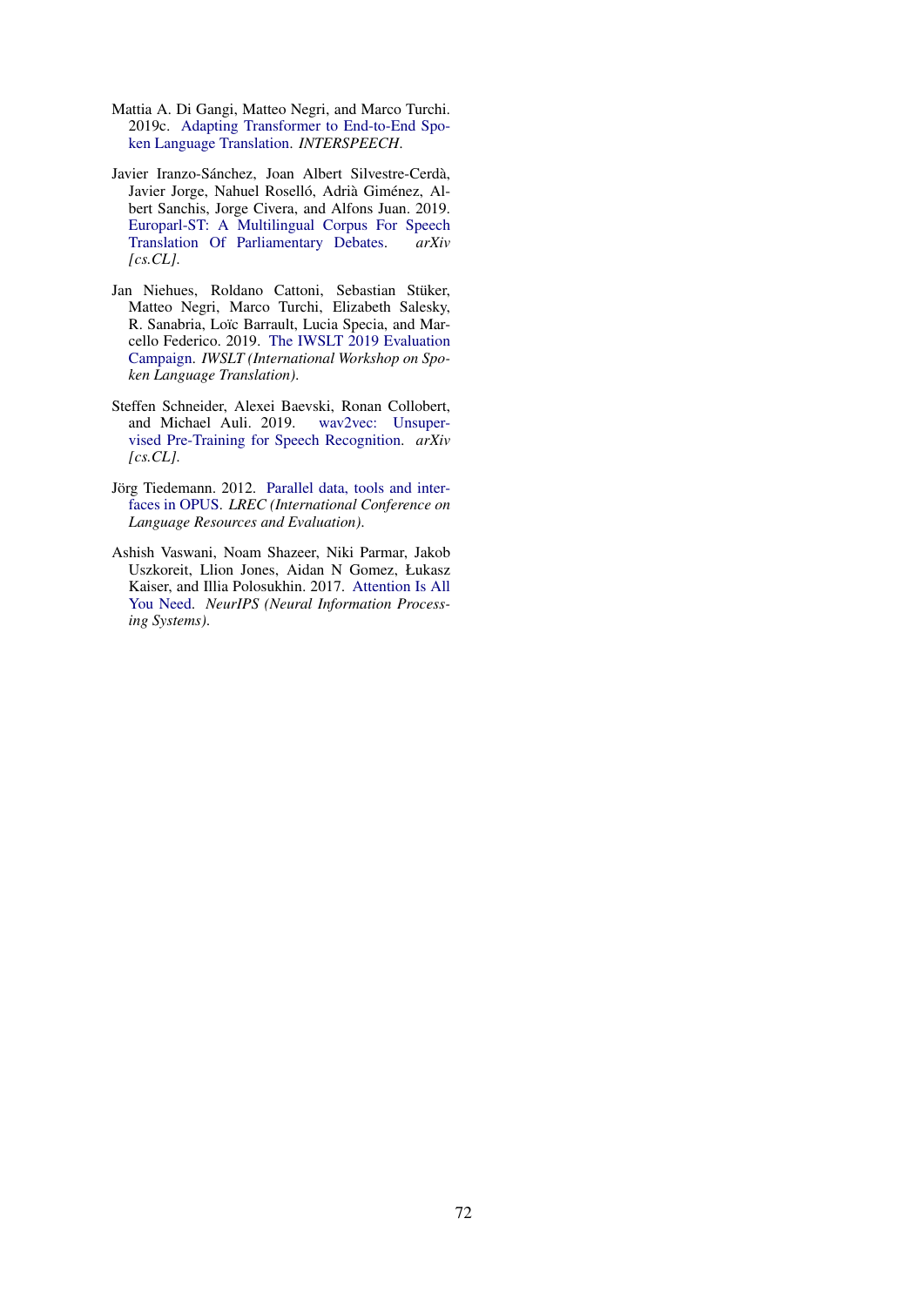Mattia A. Di Gangi, Matteo Negri, and Marco Turchi. 2019c. Adapting Transformer to End-to-End Spoken Language Translation. *INTERSPEECH*.

Javier Iranzo-Sánchez, Joan Albert Silvestre-Cerdà, Javier Jorge, Nahuel Roselló, Adrià Giménez, Albert Sanchis, Jorge Civera, and Alfons Juan. 2019. Europarl-ST: A Multilingual Corpus For Speech Translation Of Parliamentary Debates. *arXiv [cs.CL]*.

Jan Niehues, Roldano Cattoni, Sebastian Stüker, Matteo Negri, Marco Turchi, Elizabeth Salesky, R. Sanabria, Loïc Barrault, Lucia Specia, and Marcello Federico. 2019. The IWSLT 2019 Evaluation Campaign. *IWSLT (International Workshop on Spoken Language Translation)*.

Steffen Schneider, Alexei Baevski, Ronan Collobert, and Michael Auli. 2019. wav2vec: Unsupervised Pre-Training for Speech Recognition. *arXiv [cs.CL]*.

Jörg Tiedemann. 2012. Parallel data, tools and interfaces in OPUS. *LREC (International Conference on Language Resources and Evaluation)*.

Ashish Vaswani, Noam Shazeer, Niki Parmar, Jakob Uszkoreit, Llion Jones, Aidan N Gomez, Łukasz Kaiser, and Illia Polosukhin. 2017. Attention Is All You Need. *NeurIPS (Neural Information Processing Systems)*.